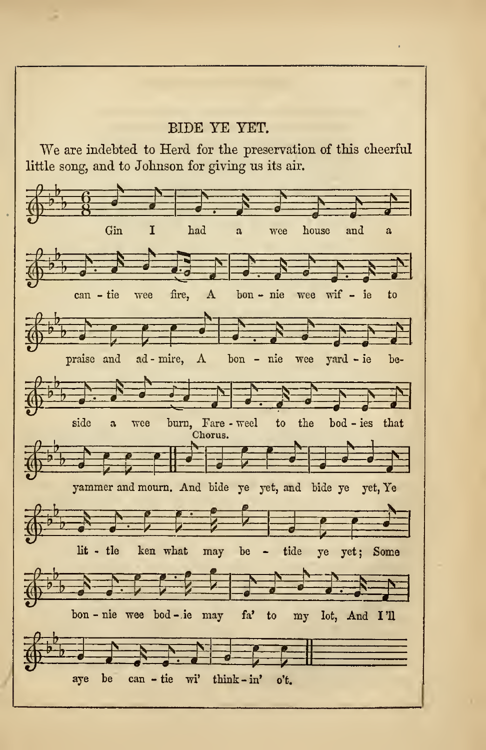# BIDE YE YET.

We are indebted to Herd for the preservation of this cheerful little song, and to Johnson for giving us its air.

Gin I had a wee house and a can - tie wee fire, A bon - nie wee wif - ie to praise and ad - mire, A bon - nie wee yard - ie be- side a wee burn, Fare - weel to the bod - ies that yammer and mourn.

Chorus.

And bide ye yet, and bide ye yet, Ye lit - tle ken what may be - tide ye yet; Some bon - nie wee bod - ie may fa' to my lot, And I'll aye be can - tie wi' think - in' o't.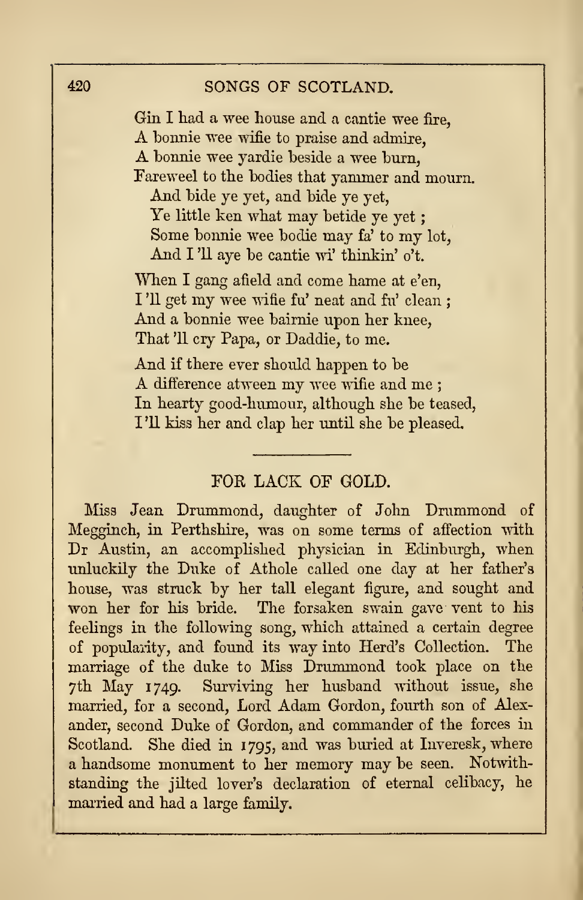Gin I had a wee house and a cantie wee fire,
A bonnie wee wifie to praise and admire,
A bonnie wee yardie beside a wee burn,
Fareweel to the bodies that yammer and mourn.
And bide ye yet, and bide ye yet,
Ye little ken what may betide ye yet;
Some bonnie wee bodie may fa' to my lot,
And I'll aye be cantie wi' thinkin' o't.

When I gang afield and come hame at e'en,
I'll get my wee wifie fu' neat and fu' clean;
And a bonnie wee bairnie upon her knee,
That'll cry Papa, or Daddie, to me.

And if there ever should happen to be
A difference atween my wee wifie and me;
In hearty good-humour, although she be teased,
I'll kiss her and clap her until she be pleased.

---

## FOR LACK OF GOLD.

Miss Jean Drummond, daughter of John Drummond of Megginch, in Perthshire, was on some terms of affection with Dr Austin, an accomplished physician in Edinburgh, when unluckily the Duke of Athole called one day at her father's house, was struck by her tall elegant figure, and sought and won her for his bride. The forsaken swain gave vent to his feelings in the following song, which attained a certain degree of popularity, and found its way into Herd's Collection. The marriage of the duke to Miss Drummond took place on the 7th May 1749. Surviving her husband without issue, she married, for a second, Lord Adam Gordon, fourth son of Alexander, second Duke of Gordon, and commander of the forces in Scotland. She died in 1795, and was buried at Inveresk, where a handsome monument to her memory may be seen. Notwithstanding the jilted lover's declaration of eternal celibacy, he married and had a large family.